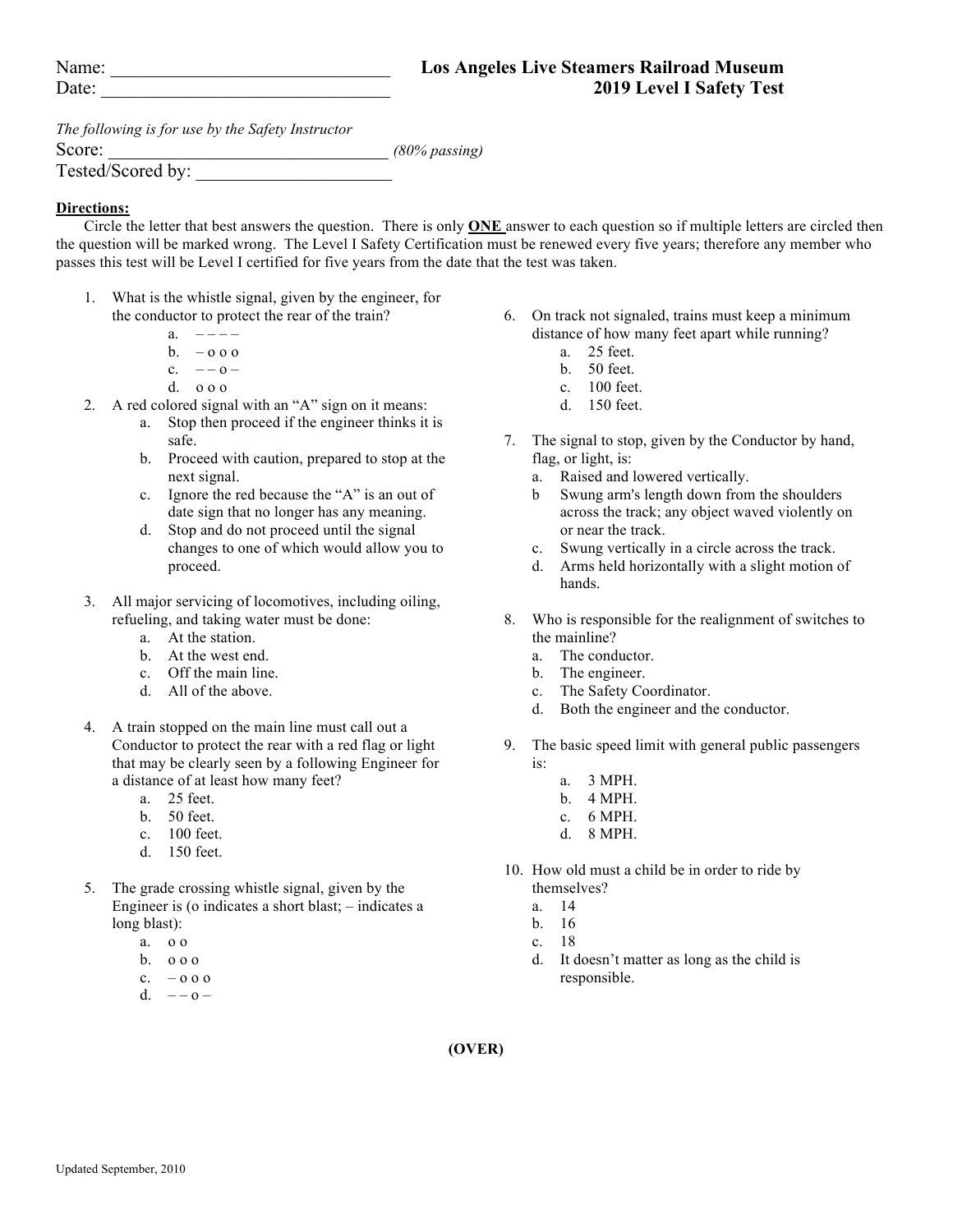Name: ______________________________ **Los Angeles Live Steamers Railroad Museum**

Date: ______________________________ **2019 Level I Safety Test**

*The following is for use by the Safety Instructor*

Score: ______________________________ *(80% passing)*

Tested/Scored by: ____________________

**Directions:**

Circle the letter that best answers the question. There is only **ONE** answer to each question so if multiple letters are circled then the question will be marked wrong. The Level I Safety Certification must be renewed every five years; therefore any member who passes this test will be Level I certified for five years from the date that the test was taken.

1. What is the whistle signal, given by the engineer, for the conductor to protect the rear of the train?
   a. – – – –
   b. – o o o
   c. – – o –
   d. o o o

2. A red colored signal with an "A" sign on it means:
   a. Stop then proceed if the engineer thinks it is safe.
   b. Proceed with caution, prepared to stop at the next signal.
   c. Ignore the red because the "A" is an out of date sign that no longer has any meaning.
   d. Stop and do not proceed until the signal changes to one of which would allow you to proceed.

3. All major servicing of locomotives, including oiling, refueling, and taking water must be done:
   a. At the station.
   b. At the west end.
   c. Off the main line.
   d. All of the above.

4. A train stopped on the main line must call out a Conductor to protect the rear with a red flag or light that may be clearly seen by a following Engineer for a distance of at least how many feet?
   a. 25 feet.
   b. 50 feet.
   c. 100 feet.
   d. 150 feet.

5. The grade crossing whistle signal, given by the Engineer is (o indicates a short blast; – indicates a long blast):
   a. o o
   b. o o o
   c. – o o o
   d. – – o –

6. On track not signaled, trains must keep a minimum distance of how many feet apart while running?
   a. 25 feet.
   b. 50 feet.
   c. 100 feet.
   d. 150 feet.

7. The signal to stop, given by the Conductor by hand, flag, or light, is:
   a. Raised and lowered vertically.
   b Swung arm's length down from the shoulders across the track; any object waved violently on or near the track.
   c. Swung vertically in a circle across the track.
   d. Arms held horizontally with a slight motion of hands.

8. Who is responsible for the realignment of switches to the mainline?
   a. The conductor.
   b. The engineer.
   c. The Safety Coordinator.
   d. Both the engineer and the conductor.

9. The basic speed limit with general public passengers is:
   a. 3 MPH.
   b. 4 MPH.
   c. 6 MPH.
   d. 8 MPH.

10. How old must a child be in order to ride by themselves?
    a. 14
    b. 16
    c. 18
    d. It doesn't matter as long as the child is responsible.

**(OVER)**

Updated September, 2010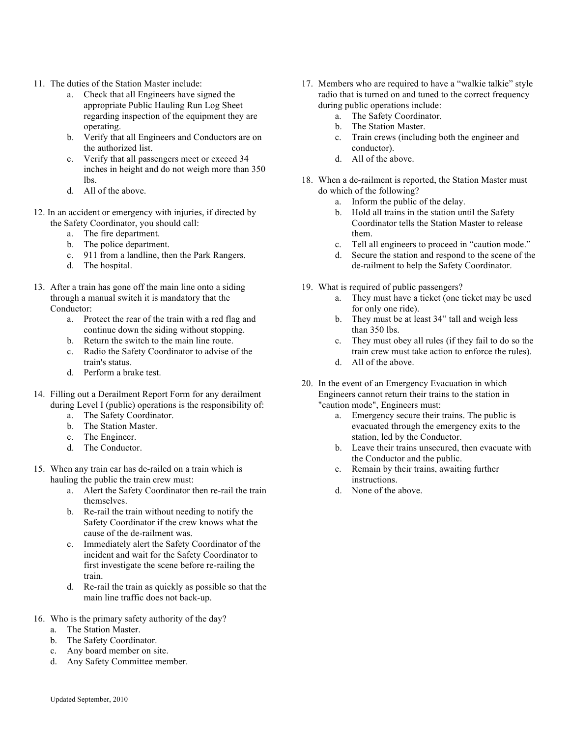11. The duties of the Station Master include:
    a. Check that all Engineers have signed the appropriate Public Hauling Run Log Sheet regarding inspection of the equipment they are operating.
    b. Verify that all Engineers and Conductors are on the authorized list.
    c. Verify that all passengers meet or exceed 34 inches in height and do not weigh more than 350 lbs.
    d. All of the above.

12. In an accident or emergency with injuries, if directed by the Safety Coordinator, you should call:
    a. The fire department.
    b. The police department.
    c. 911 from a landline, then the Park Rangers.
    d. The hospital.

13. After a train has gone off the main line onto a siding through a manual switch it is mandatory that the Conductor:
    a. Protect the rear of the train with a red flag and continue down the siding without stopping.
    b. Return the switch to the main line route.
    c. Radio the Safety Coordinator to advise of the train's status.
    d. Perform a brake test.

14. Filling out a Derailment Report Form for any derailment during Level I (public) operations is the responsibility of:
    a. The Safety Coordinator.
    b. The Station Master.
    c. The Engineer.
    d. The Conductor.

15. When any train car has de-railed on a train which is hauling the public the train crew must:
    a. Alert the Safety Coordinator then re-rail the train themselves.
    b. Re-rail the train without needing to notify the Safety Coordinator if the crew knows what the cause of the de-railment was.
    c. Immediately alert the Safety Coordinator of the incident and wait for the Safety Coordinator to first investigate the scene before re-railing the train.
    d. Re-rail the train as quickly as possible so that the main line traffic does not back-up.

16. Who is the primary safety authority of the day?
    a. The Station Master.
    b. The Safety Coordinator.
    c. Any board member on site.
    d. Any Safety Committee member.

17. Members who are required to have a "walkie talkie" style radio that is turned on and tuned to the correct frequency during public operations include:
    a. The Safety Coordinator.
    b. The Station Master.
    c. Train crews (including both the engineer and conductor).
    d. All of the above.

18. When a de-railment is reported, the Station Master must do which of the following?
    a. Inform the public of the delay.
    b. Hold all trains in the station until the Safety Coordinator tells the Station Master to release them.
    c. Tell all engineers to proceed in "caution mode."
    d. Secure the station and respond to the scene of the de-railment to help the Safety Coordinator.

19. What is required of public passengers?
    a. They must have a ticket (one ticket may be used for only one ride).
    b. They must be at least 34" tall and weigh less than 350 lbs.
    c. They must obey all rules (if they fail to do so the train crew must take action to enforce the rules).
    d. All of the above.

20. In the event of an Emergency Evacuation in which Engineers cannot return their trains to the station in "caution mode", Engineers must:
    a. Emergency secure their trains. The public is evacuated through the emergency exits to the station, led by the Conductor.
    b. Leave their trains unsecured, then evacuate with the Conductor and the public.
    c. Remain by their trains, awaiting further instructions.
    d. None of the above.

Updated September, 2010